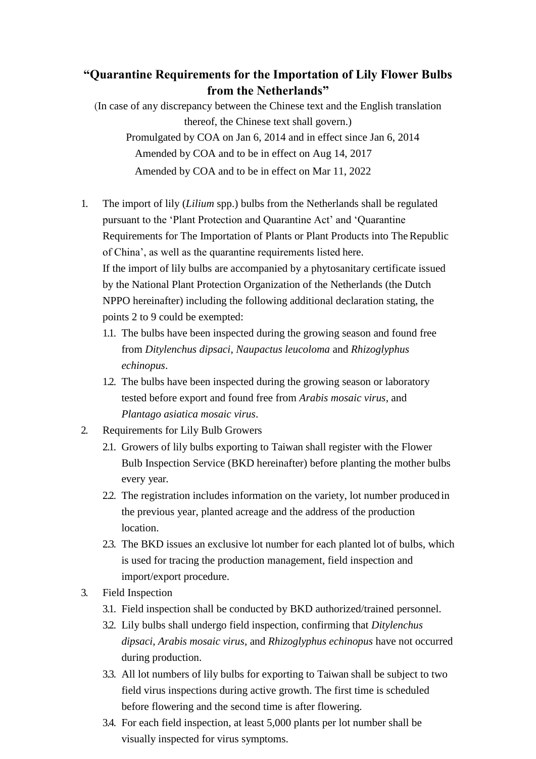# "Quarantine Requirements for the Importation of Lily Flower Bulbs from the Netherlands"

(In case of any discrepancy between the Chinese text and the English translation thereof, the Chinese text shall govern.)

Promulgated by COA on Jan 6, 2014 and in effect since Jan 6, 2014

Amended by COA and to be in effect on Aug 14, 2017

Amended by COA and to be in effect on Mar 11, 2022

1. The import of lily (*Lilium* spp.) bulbs from the Netherlands shall be regulated pursuant to the 'Plant Protection and Quarantine Act' and 'Quarantine Requirements for The Importation of Plants or Plant Products into The Republic of China', as well as the quarantine requirements listed here.
   If the import of lily bulbs are accompanied by a phytosanitary certificate issued by the National Plant Protection Organization of the Netherlands (the Dutch NPPO hereinafter) including the following additional declaration stating, the points 2 to 9 could be exempted:
   1.1. The bulbs have been inspected during the growing season and found free from *Ditylenchus dipsaci*, *Naupactus leucoloma* and *Rhizoglyphus echinopus*.
   1.2. The bulbs have been inspected during the growing season or laboratory tested before export and found free from *Arabis mosaic virus*, and *Plantago asiatica mosaic virus*.
2. Requirements for Lily Bulb Growers
   2.1. Growers of lily bulbs exporting to Taiwan shall register with the Flower Bulb Inspection Service (BKD hereinafter) before planting the mother bulbs every year.
   2.2. The registration includes information on the variety, lot number produced in the previous year, planted acreage and the address of the production location.
   2.3. The BKD issues an exclusive lot number for each planted lot of bulbs, which is used for tracing the production management, field inspection and import/export procedure.
3. Field Inspection
   3.1. Field inspection shall be conducted by BKD authorized/trained personnel.
   3.2. Lily bulbs shall undergo field inspection, confirming that *Ditylenchus dipsaci*, *Arabis mosaic virus*, and *Rhizoglyphus echinopus* have not occurred during production.
   3.3. All lot numbers of lily bulbs for exporting to Taiwan shall be subject to two field virus inspections during active growth. The first time is scheduled before flowering and the second time is after flowering.
   3.4. For each field inspection, at least 5,000 plants per lot number shall be visually inspected for virus symptoms.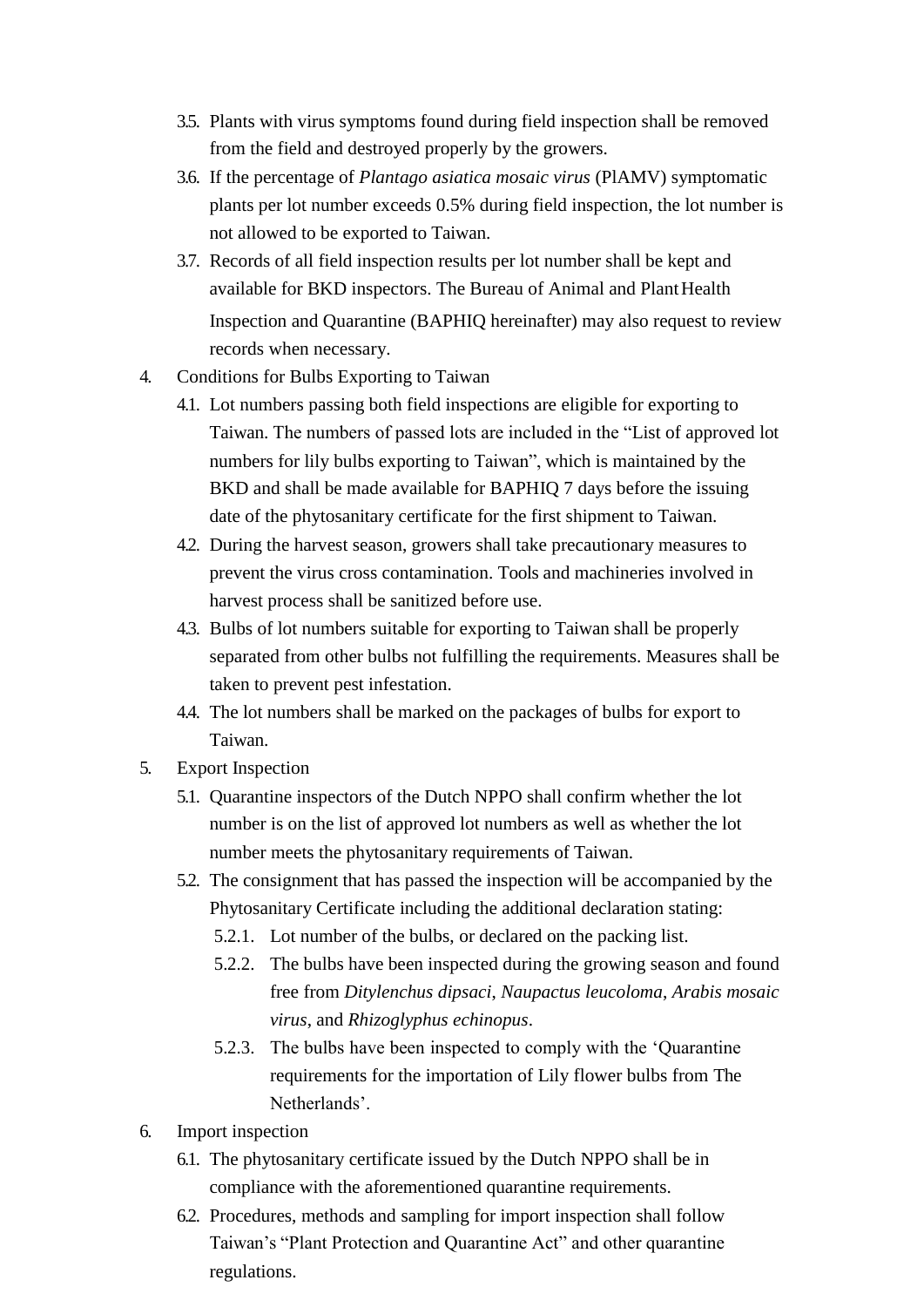3.5. Plants with virus symptoms found during field inspection shall be removed from the field and destroyed properly by the growers.

3.6. If the percentage of *Plantago asiatica mosaic virus* (PlAMV) symptomatic plants per lot number exceeds 0.5% during field inspection, the lot number is not allowed to be exported to Taiwan.

3.7. Records of all field inspection results per lot number shall be kept and available for BKD inspectors. The Bureau of Animal and Plant Health Inspection and Quarantine (BAPHIQ hereinafter) may also request to review records when necessary.

4. Conditions for Bulbs Exporting to Taiwan

4.1. Lot numbers passing both field inspections are eligible for exporting to Taiwan. The numbers of passed lots are included in the "List of approved lot numbers for lily bulbs exporting to Taiwan", which is maintained by the BKD and shall be made available for BAPHIQ 7 days before the issuing date of the phytosanitary certificate for the first shipment to Taiwan.

4.2. During the harvest season, growers shall take precautionary measures to prevent the virus cross contamination. Tools and machineries involved in harvest process shall be sanitized before use.

4.3. Bulbs of lot numbers suitable for exporting to Taiwan shall be properly separated from other bulbs not fulfilling the requirements. Measures shall be taken to prevent pest infestation.

4.4. The lot numbers shall be marked on the packages of bulbs for export to Taiwan.

5. Export Inspection

5.1. Quarantine inspectors of the Dutch NPPO shall confirm whether the lot number is on the list of approved lot numbers as well as whether the lot number meets the phytosanitary requirements of Taiwan.

5.2. The consignment that has passed the inspection will be accompanied by the Phytosanitary Certificate including the additional declaration stating:

5.2.1. Lot number of the bulbs, or declared on the packing list.

5.2.2. The bulbs have been inspected during the growing season and found free from *Ditylenchus dipsaci*, *Naupactus leucoloma*, *Arabis mosaic virus*, and *Rhizoglyphus echinopus*.

5.2.3. The bulbs have been inspected to comply with the 'Quarantine requirements for the importation of Lily flower bulbs from The Netherlands'.

6. Import inspection

6.1. The phytosanitary certificate issued by the Dutch NPPO shall be in compliance with the aforementioned quarantine requirements.

6.2. Procedures, methods and sampling for import inspection shall follow Taiwan's "Plant Protection and Quarantine Act" and other quarantine regulations.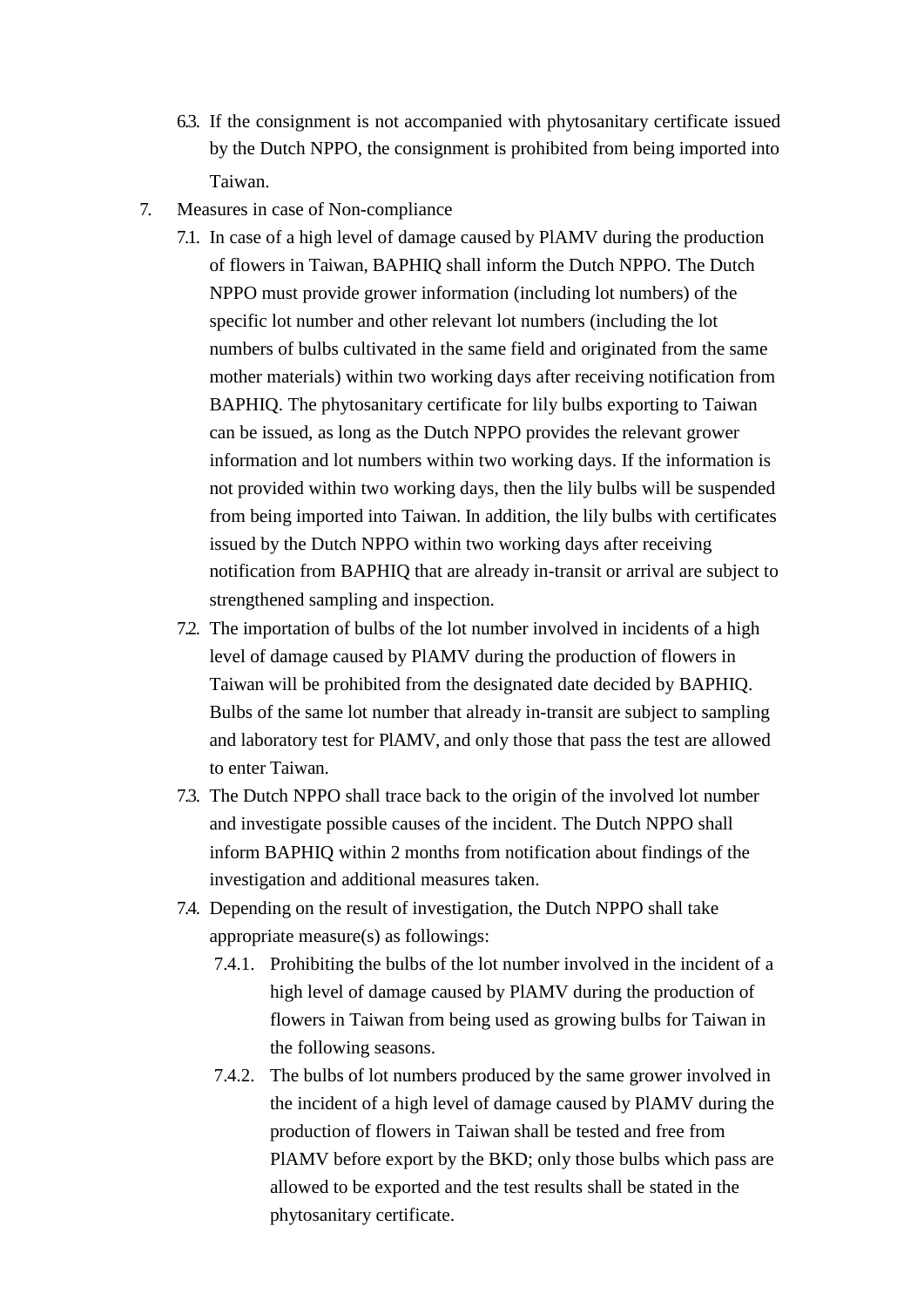6.3. If the consignment is not accompanied with phytosanitary certificate issued by the Dutch NPPO, the consignment is prohibited from being imported into Taiwan.

7. Measures in case of Non-compliance

   7.1. In case of a high level of damage caused by PlAMV during the production of flowers in Taiwan, BAPHIQ shall inform the Dutch NPPO. The Dutch NPPO must provide grower information (including lot numbers) of the specific lot number and other relevant lot numbers (including the lot numbers of bulbs cultivated in the same field and originated from the same mother materials) within two working days after receiving notification from BAPHIQ. The phytosanitary certificate for lily bulbs exporting to Taiwan can be issued, as long as the Dutch NPPO provides the relevant grower information and lot numbers within two working days. If the information is not provided within two working days, then the lily bulbs will be suspended from being imported into Taiwan. In addition, the lily bulbs with certificates issued by the Dutch NPPO within two working days after receiving notification from BAPHIQ that are already in-transit or arrival are subject to strengthened sampling and inspection.

   7.2. The importation of bulbs of the lot number involved in incidents of a high level of damage caused by PlAMV during the production of flowers in Taiwan will be prohibited from the designated date decided by BAPHIQ. Bulbs of the same lot number that already in-transit are subject to sampling and laboratory test for PlAMV, and only those that pass the test are allowed to enter Taiwan.

   7.3. The Dutch NPPO shall trace back to the origin of the involved lot number and investigate possible causes of the incident. The Dutch NPPO shall inform BAPHIQ within 2 months from notification about findings of the investigation and additional measures taken.

   7.4. Depending on the result of investigation, the Dutch NPPO shall take appropriate measure(s) as followings:

      7.4.1. Prohibiting the bulbs of the lot number involved in the incident of a high level of damage caused by PlAMV during the production of flowers in Taiwan from being used as growing bulbs for Taiwan in the following seasons.

      7.4.2. The bulbs of lot numbers produced by the same grower involved in the incident of a high level of damage caused by PlAMV during the production of flowers in Taiwan shall be tested and free from PlAMV before export by the BKD; only those bulbs which pass are allowed to be exported and the test results shall be stated in the phytosanitary certificate.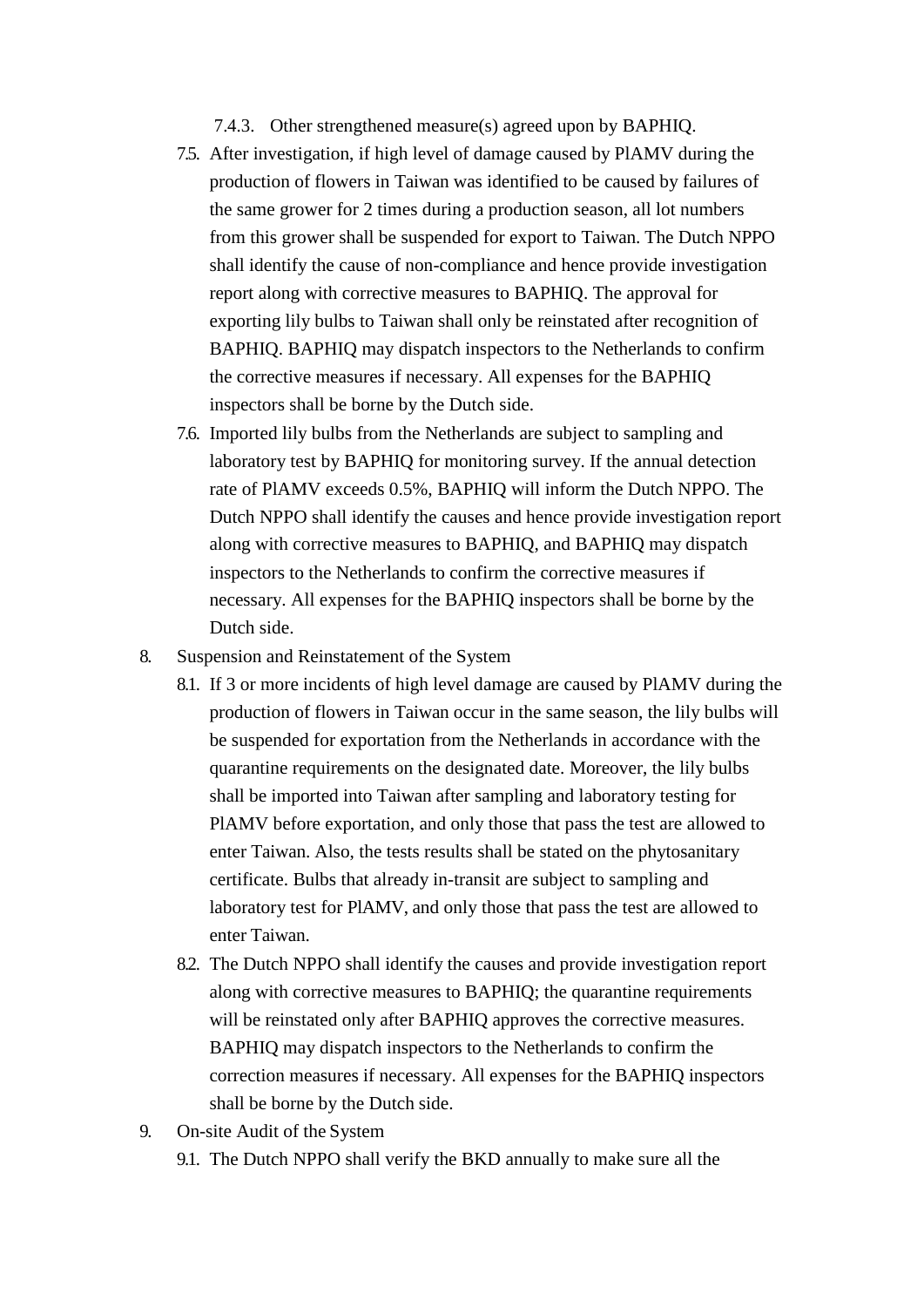7.4.3. Other strengthened measure(s) agreed upon by BAPHIQ.

7.5. After investigation, if high level of damage caused by PlAMV during the production of flowers in Taiwan was identified to be caused by failures of the same grower for 2 times during a production season, all lot numbers from this grower shall be suspended for export to Taiwan. The Dutch NPPO shall identify the cause of non-compliance and hence provide investigation report along with corrective measures to BAPHIQ. The approval for exporting lily bulbs to Taiwan shall only be reinstated after recognition of BAPHIQ. BAPHIQ may dispatch inspectors to the Netherlands to confirm the corrective measures if necessary. All expenses for the BAPHIQ inspectors shall be borne by the Dutch side.

7.6. Imported lily bulbs from the Netherlands are subject to sampling and laboratory test by BAPHIQ for monitoring survey. If the annual detection rate of PlAMV exceeds 0.5%, BAPHIQ will inform the Dutch NPPO. The Dutch NPPO shall identify the causes and hence provide investigation report along with corrective measures to BAPHIQ, and BAPHIQ may dispatch inspectors to the Netherlands to confirm the corrective measures if necessary. All expenses for the BAPHIQ inspectors shall be borne by the Dutch side.

8. Suspension and Reinstatement of the System

8.1. If 3 or more incidents of high level damage are caused by PlAMV during the production of flowers in Taiwan occur in the same season, the lily bulbs will be suspended for exportation from the Netherlands in accordance with the quarantine requirements on the designated date. Moreover, the lily bulbs shall be imported into Taiwan after sampling and laboratory testing for PlAMV before exportation, and only those that pass the test are allowed to enter Taiwan. Also, the tests results shall be stated on the phytosanitary certificate. Bulbs that already in-transit are subject to sampling and laboratory test for PlAMV, and only those that pass the test are allowed to enter Taiwan.

8.2. The Dutch NPPO shall identify the causes and provide investigation report along with corrective measures to BAPHIQ; the quarantine requirements will be reinstated only after BAPHIQ approves the corrective measures. BAPHIQ may dispatch inspectors to the Netherlands to confirm the correction measures if necessary. All expenses for the BAPHIQ inspectors shall be borne by the Dutch side.

9. On-site Audit of the System

9.1. The Dutch NPPO shall verify the BKD annually to make sure all the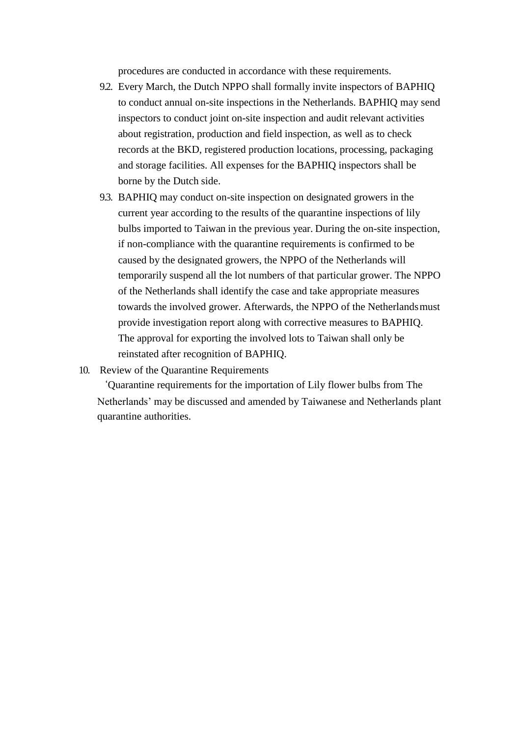procedures are conducted in accordance with these requirements.

9.2. Every March, the Dutch NPPO shall formally invite inspectors of BAPHIQ to conduct annual on-site inspections in the Netherlands. BAPHIQ may send inspectors to conduct joint on-site inspection and audit relevant activities about registration, production and field inspection, as well as to check records at the BKD, registered production locations, processing, packaging and storage facilities. All expenses for the BAPHIQ inspectors shall be borne by the Dutch side.

9.3. BAPHIQ may conduct on-site inspection on designated growers in the current year according to the results of the quarantine inspections of lily bulbs imported to Taiwan in the previous year. During the on-site inspection, if non-compliance with the quarantine requirements is confirmed to be caused by the designated growers, the NPPO of the Netherlands will temporarily suspend all the lot numbers of that particular grower. The NPPO of the Netherlands shall identify the case and take appropriate measures towards the involved grower. Afterwards, the NPPO of the Netherlands must provide investigation report along with corrective measures to BAPHIQ. The approval for exporting the involved lots to Taiwan shall only be reinstated after recognition of BAPHIQ.

10. Review of the Quarantine Requirements

‘Quarantine requirements for the importation of Lily flower bulbs from The Netherlands’ may be discussed and amended by Taiwanese and Netherlands plant quarantine authorities.